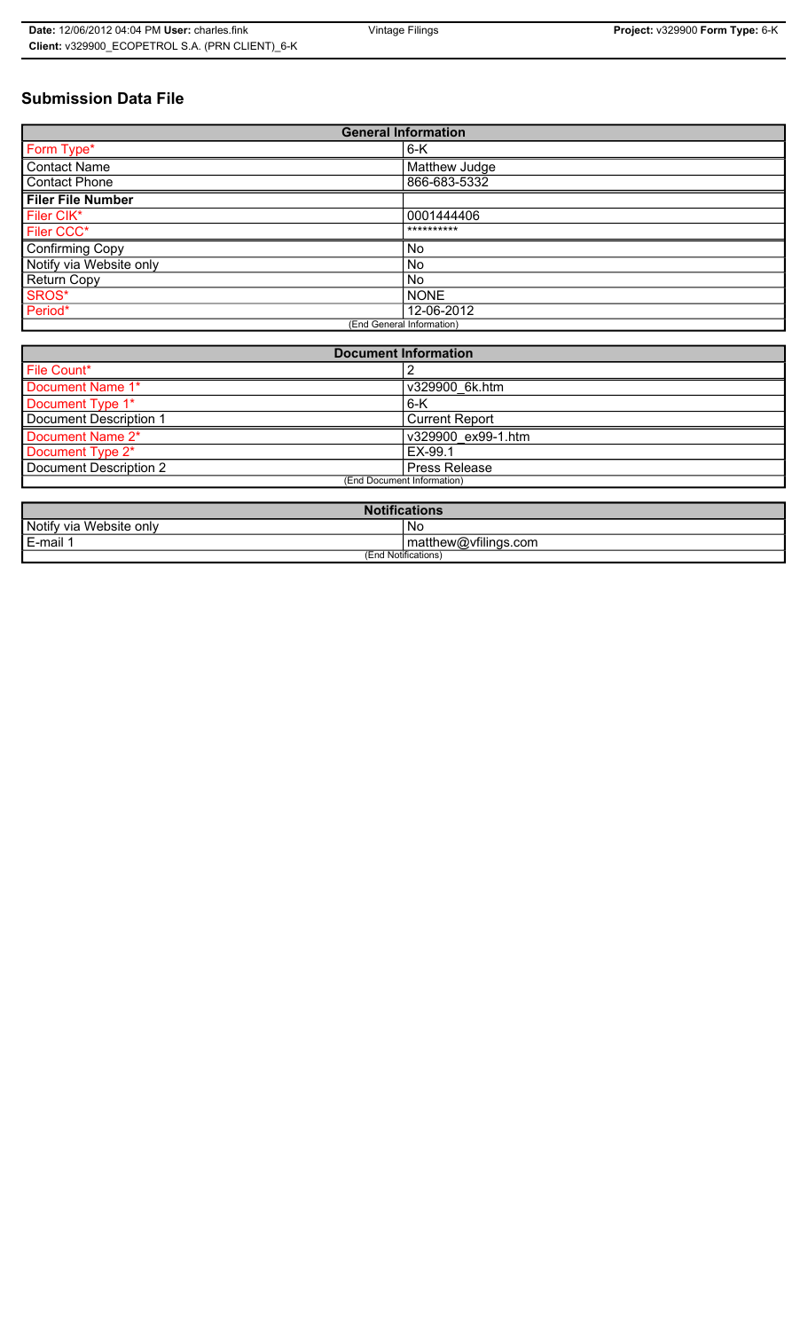# Submission Data File

| General Information | |
|---|---|
| Form Type* | 6-K |
| Contact Name | Matthew Judge |
| Contact Phone | 866-683-5332 |
| **Filer File Number** | |
| Filer CIK* | 0001444406 |
| Filer CCC* | ********** |
| Confirming Copy | No |
| Notify via Website only | No |
| Return Copy | No |
| SROS* | NONE |
| Period* | 12-06-2012 |
| (End General Information) | |

| Document Information | |
|---|---|
| File Count* | 2 |
| Document Name 1* | v329900_6k.htm |
| Document Type 1* | 6-K |
| Document Description 1 | Current Report |
| Document Name 2* | v329900_ex99-1.htm |
| Document Type 2* | EX-99.1 |
| Document Description 2 | Press Release |
| (End Document Information) | |

| Notifications | |
|---|---|
| Notify via Website only | No |
| E-mail 1 | matthew@vfilings.com |
| (End Notifications) | |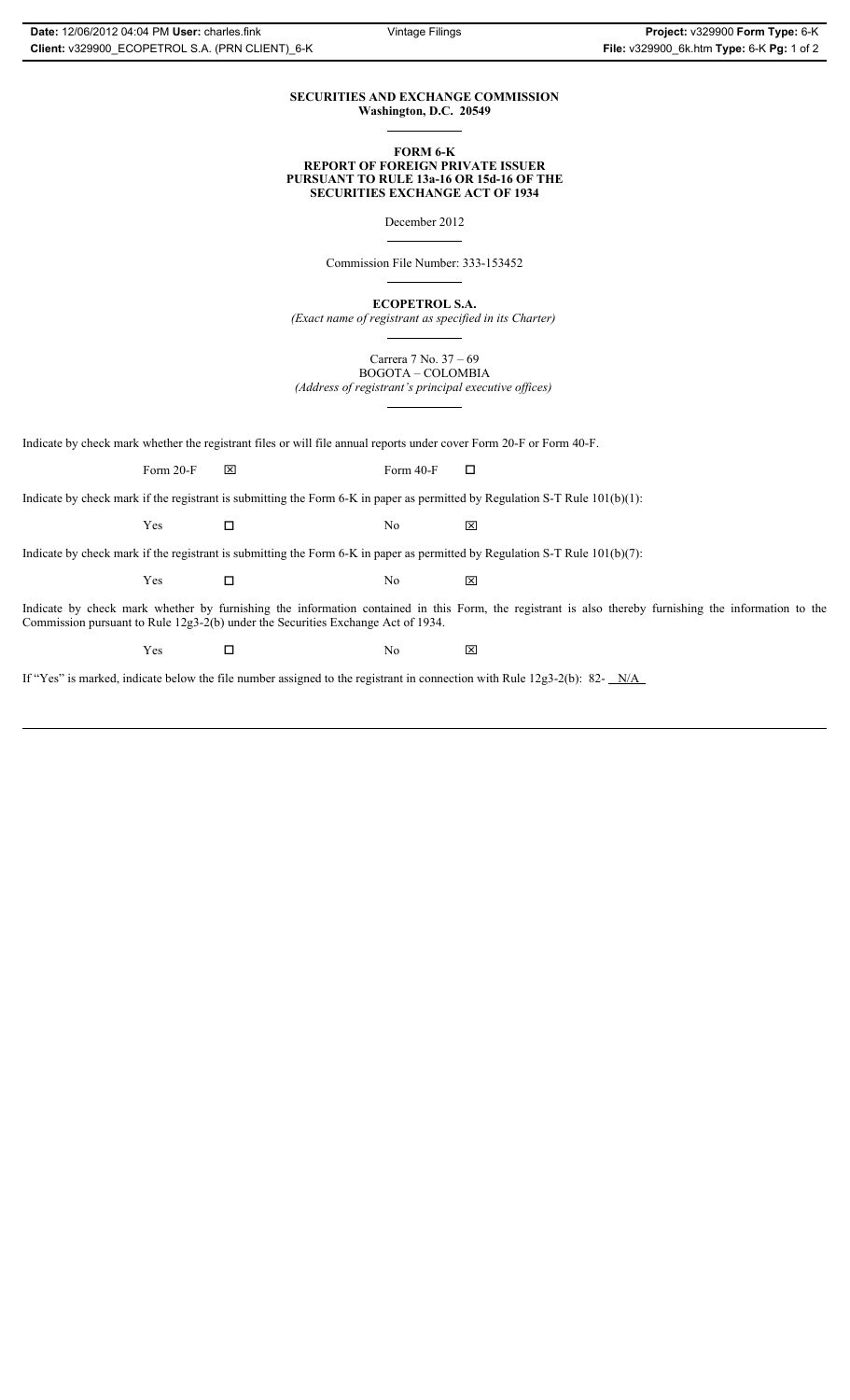**SECURITIES AND EXCHANGE COMMISSION**
**Washington, D.C. 20549**

---

**FORM 6-K**
**REPORT OF FOREIGN PRIVATE ISSUER**
**PURSUANT TO RULE 13a-16 OR 15d-16 OF THE**
**SECURITIES EXCHANGE ACT OF 1934**

December 2012

---

Commission File Number: 333-153452

---

**ECOPETROL S.A.**

*(Exact name of registrant as specified in its Charter)*

---

Carrera 7 No. 37 – 69
BOGOTA – COLOMBIA
*(Address of registrant's principal executive offices)*

---

Indicate by check mark whether the registrant files or will file annual reports under cover Form 20-F or Form 40-F.

Form 20-F ☒ Form 40-F ☐

Indicate by check mark if the registrant is submitting the Form 6-K in paper as permitted by Regulation S-T Rule 101(b)(1):

Yes ☐ No ☒

Indicate by check mark if the registrant is submitting the Form 6-K in paper as permitted by Regulation S-T Rule 101(b)(7):

Yes ☐ No ☒

Indicate by check mark whether by furnishing the information contained in this Form, the registrant is also thereby furnishing the information to the Commission pursuant to Rule 12g3-2(b) under the Securities Exchange Act of 1934.

Yes ☐ No ☒

If "Yes" is marked, indicate below the file number assigned to the registrant in connection with Rule 12g3-2(b): 82- N/A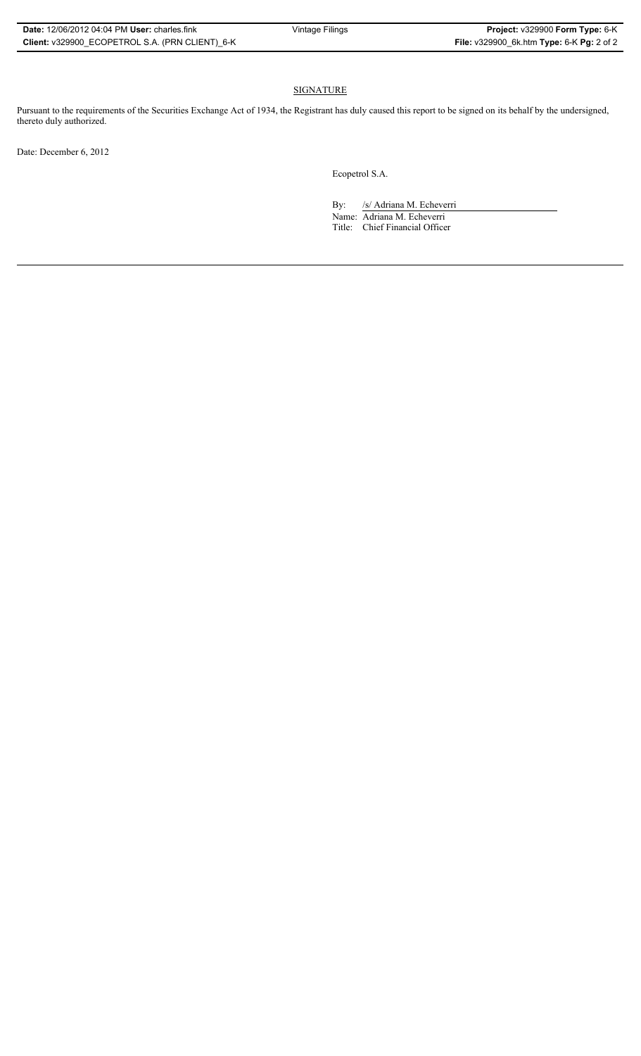## SIGNATURE

Pursuant to the requirements of the Securities Exchange Act of 1934, the Registrant has duly caused this report to be signed on its behalf by the undersigned, thereto duly authorized.

Date: December 6, 2012

Ecopetrol S.A.

By: /s/ Adriana M. Echeverri

Name: Adriana M. Echeverri

Title: Chief Financial Officer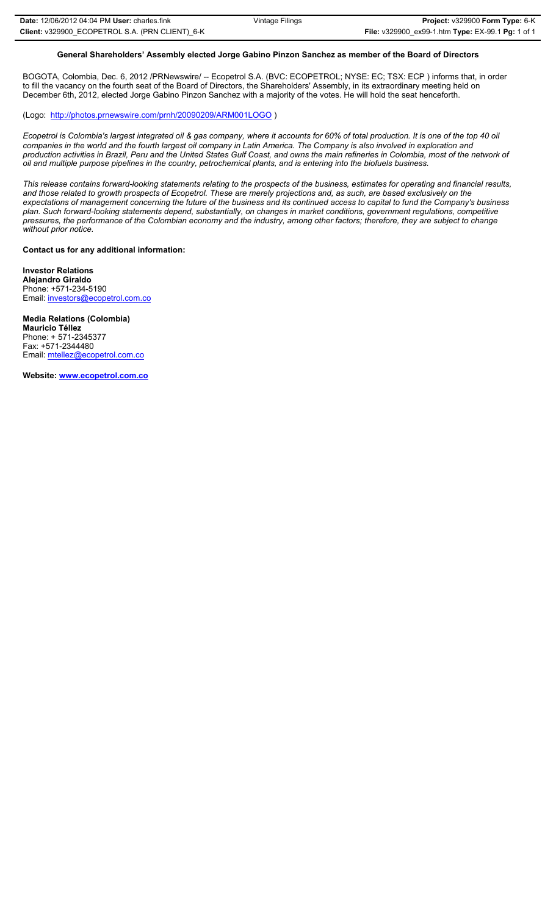## General Shareholders' Assembly elected Jorge Gabino Pinzon Sanchez as member of the Board of Directors

BOGOTA, Colombia, Dec. 6, 2012 /PRNewswire/ -- Ecopetrol S.A. (BVC: ECOPETROL; NYSE: EC; TSX: ECP ) informs that, in order to fill the vacancy on the fourth seat of the Board of Directors, the Shareholders' Assembly, in its extraordinary meeting held on December 6th, 2012, elected Jorge Gabino Pinzon Sanchez with a majority of the votes. He will hold the seat henceforth.

(Logo: http://photos.prnewswire.com/prnh/20090209/ARM001LOGO )

*Ecopetrol is Colombia's largest integrated oil & gas company, where it accounts for 60% of total production. It is one of the top 40 oil companies in the world and the fourth largest oil company in Latin America. The Company is also involved in exploration and production activities in Brazil, Peru and the United States Gulf Coast, and owns the main refineries in Colombia, most of the network of oil and multiple purpose pipelines in the country, petrochemical plants, and is entering into the biofuels business.*

*This release contains forward-looking statements relating to the prospects of the business, estimates for operating and financial results, and those related to growth prospects of Ecopetrol. These are merely projections and, as such, are based exclusively on the expectations of management concerning the future of the business and its continued access to capital to fund the Company's business plan. Such forward-looking statements depend, substantially, on changes in market conditions, government regulations, competitive pressures, the performance of the Colombian economy and the industry, among other factors; therefore, they are subject to change without prior notice.*

**Contact us for any additional information:**

**Investor Relations**
**Alejandro Giraldo**
Phone: +571-234-5190
Email: investors@ecopetrol.com.co

**Media Relations (Colombia)**
**Mauricio Téllez**
Phone: + 571-2345377
Fax: +571-2344480
Email: mtellez@ecopetrol.com.co

**Website: www.ecopetrol.com.co**